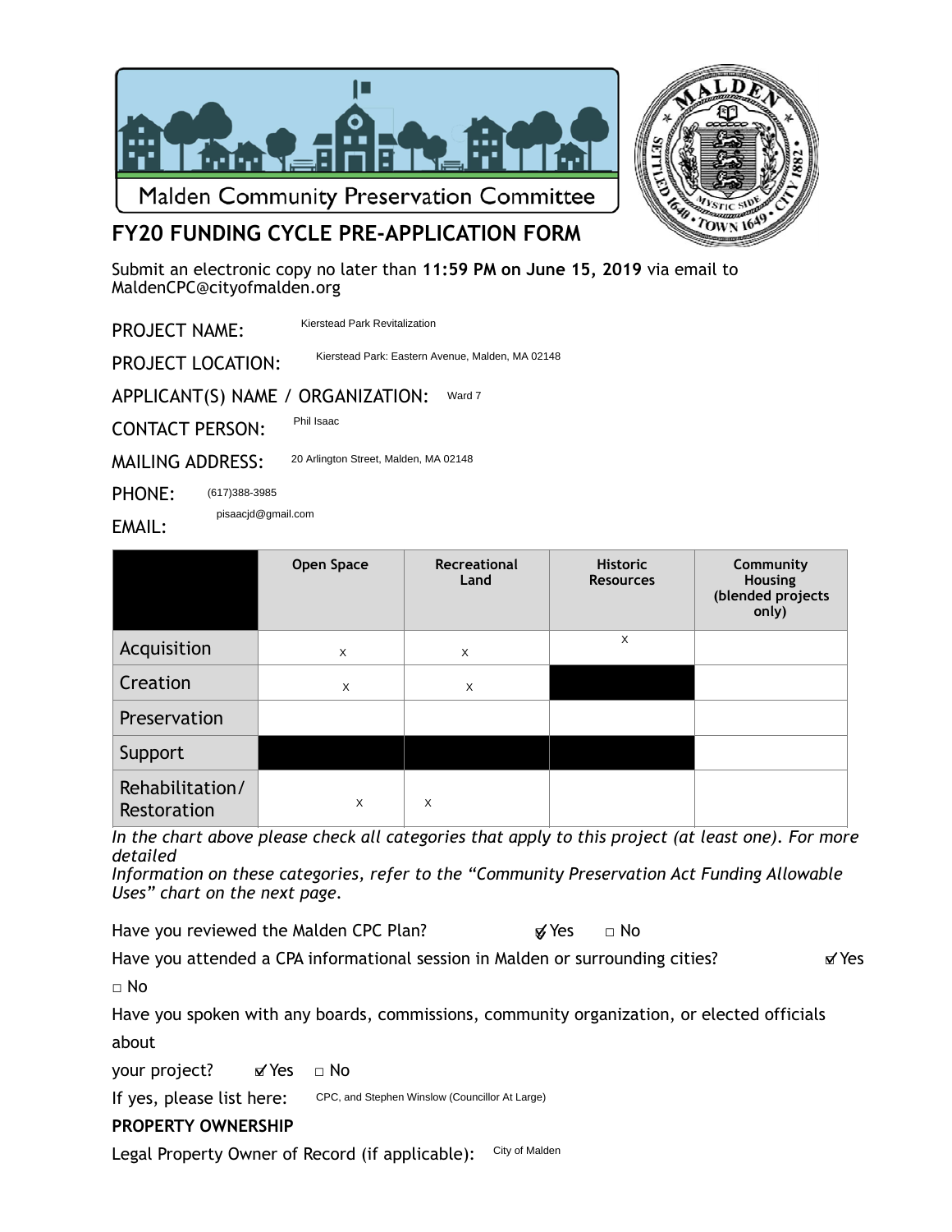Malden Community Preservation Committee

# FY20 FUNDING CYCLE PRE-APPLICATION FORM

Submit an electronic copy no later than **11:59 PM on June 15, 2019** via email to MaldenCPC@cityofmalden.org

PROJECT NAME: Kierstead Park Revitalization

PROJECT LOCATION: Kierstead Park: Eastern Avenue, Malden, MA 02148

APPLICANT(S) NAME / ORGANIZATION: Ward 7

CONTACT PERSON: Phil Isaac

MAILING ADDRESS: 20 Arlington Street, Malden, MA 02148

PHONE: (617)388-3985

EMAIL: pisaacjd@gmail.com

| | Open Space | Recreational Land | Historic Resources | Community Housing (blended projects only) |
|---|---|---|---|---|
| Acquisition | x | x | x | |
| Creation | x | x | | |
| Preservation | | | | |
| Support | | | | |
| Rehabilitation/ Restoration | x | x | | |

*In the chart above please check all categories that apply to this project (at least one). For more detailed Information on these categories, refer to the "Community Preservation Act Funding Allowable Uses" chart on the next page.*

Have you reviewed the Malden CPC Plan? ☑ Yes ☐ No

Have you attended a CPA informational session in Malden or surrounding cities? ☑ Yes ☐ No

Have you spoken with any boards, commissions, community organization, or elected officials about your project? ☑ Yes ☐ No

If yes, please list here: CPC, and Stephen Winslow (Councillor At Large)

**PROPERTY OWNERSHIP**

Legal Property Owner of Record (if applicable): City of Malden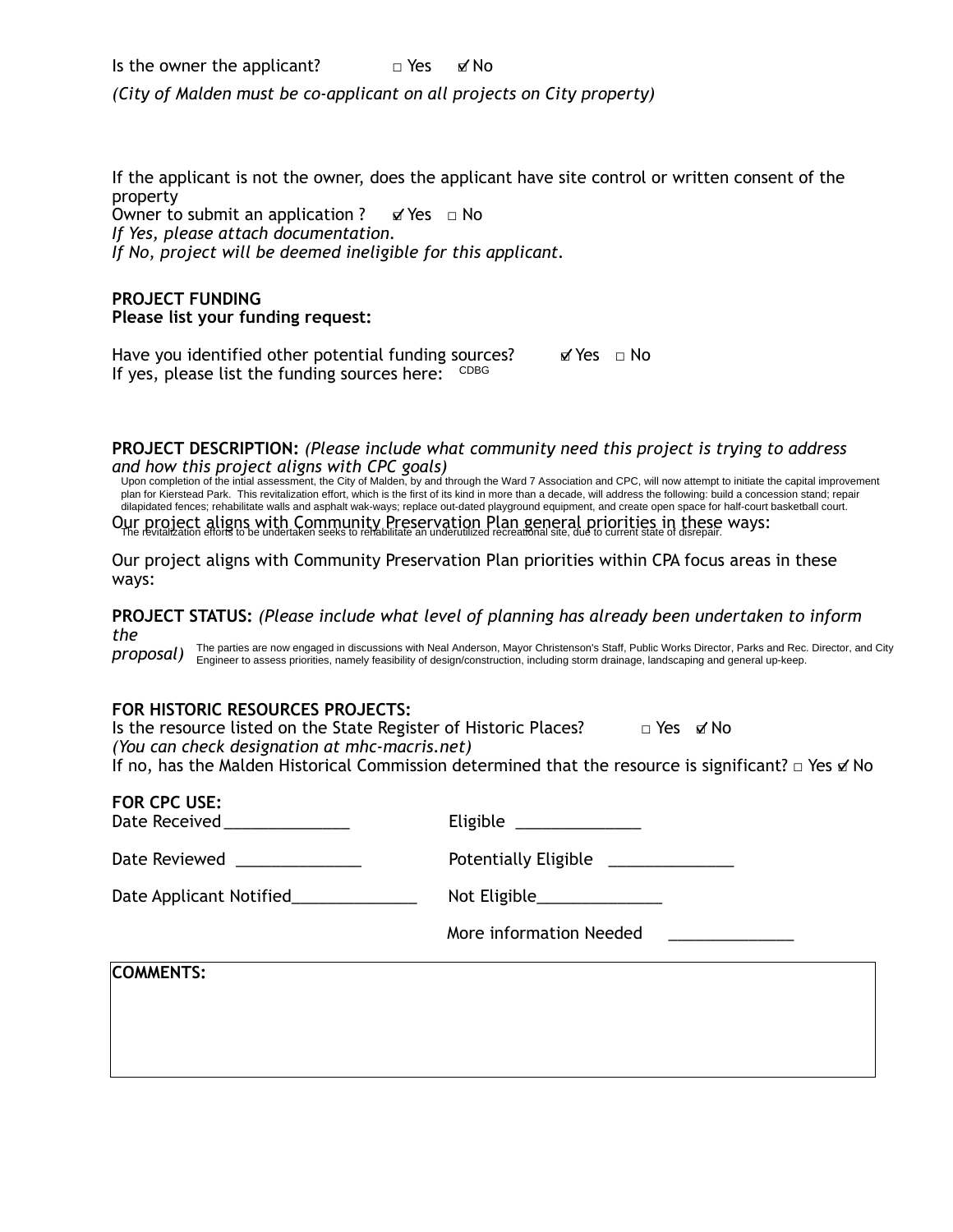Is the owner the applicant? □ Yes ☑ No

*(City of Malden must be co-applicant on all projects on City property)*

If the applicant is not the owner, does the applicant have site control or written consent of the property
Owner to submit an application ? ☑ Yes □ No
*If Yes, please attach documentation.*
*If No, project will be deemed ineligible for this applicant.*

**PROJECT FUNDING**
**Please list your funding request:**

Have you identified other potential funding sources? ☑ Yes □ No
If yes, please list the funding sources here: CDBG

**PROJECT DESCRIPTION:** *(Please include what community need this project is trying to address and how this project aligns with CPC goals)*

Upon completion of the intial assessment, the City of Malden, by and through the Ward 7 Association and CPC, will now attempt to initiate the capital improvement plan for Kierstead Park. This revitalization effort, which is the first of its kind in more than a decade, will address the following: build a concession stand; repair dilapidated fences; rehabilitate walls and asphalt wak-ways; replace out-dated playground equipment, and create open space for half-court basketball court.

Our project aligns with Community Preservation Plan general priorities in these ways:

The revitalization efforts to be undertaken seeks to rehabilitate an underutilized recreational site, due to current state of disrepair.

Our project aligns with Community Preservation Plan priorities within CPA focus areas in these ways:

**PROJECT STATUS:** *(Please include what level of planning has already been undertaken to inform the proposal)*

The parties are now engaged in discussions with Neal Anderson, Mayor Christenson's Staff, Public Works Director, Parks and Rec. Director, and City Engineer to assess priorities, namely feasibility of design/construction, including storm drainage, landscaping and general up-keep.

**FOR HISTORIC RESOURCES PROJECTS:**
Is the resource listed on the State Register of Historic Places? □ Yes ☑ No
*(You can check designation at mhc-macris.net)*
If no, has the Malden Historical Commission determined that the resource is significant? □ Yes ☑ No

**FOR CPC USE:**

| | |
|---|---|
| Date Received______________ | Eligible ______________ |
| Date Reviewed ______________ | Potentially Eligible ______________ |
| Date Applicant Notified______________ | Not Eligible______________ |
| | More information Needed ______________ |

**COMMENTS:**